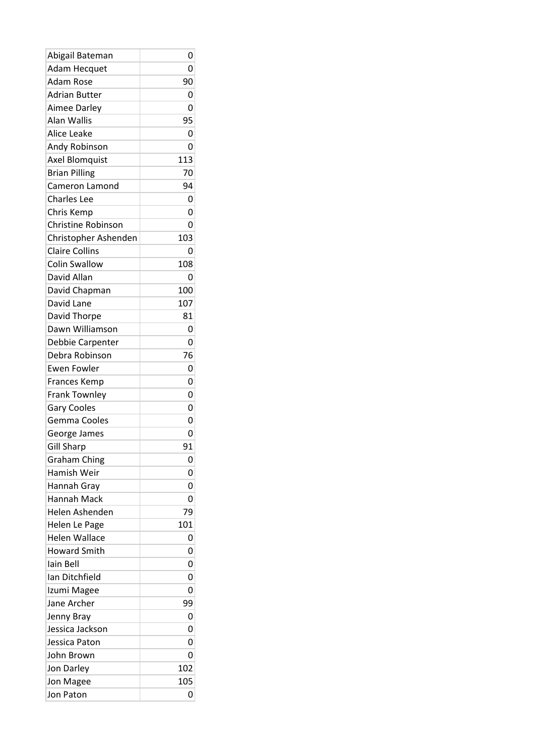| | |
|---|---|
| Abigail Bateman | 0 |
| Adam Hecquet | 0 |
| Adam Rose | 90 |
| Adrian Butter | 0 |
| Aimee Darley | 0 |
| Alan Wallis | 95 |
| Alice Leake | 0 |
| Andy Robinson | 0 |
| Axel Blomquist | 113 |
| Brian Pilling | 70 |
| Cameron Lamond | 94 |
| Charles Lee | 0 |
| Chris Kemp | 0 |
| Christine Robinson | 0 |
| Christopher Ashenden | 103 |
| Claire Collins | 0 |
| Colin Swallow | 108 |
| David Allan | 0 |
| David Chapman | 100 |
| David Lane | 107 |
| David Thorpe | 81 |
| Dawn Williamson | 0 |
| Debbie Carpenter | 0 |
| Debra Robinson | 76 |
| Ewen Fowler | 0 |
| Frances Kemp | 0 |
| Frank Townley | 0 |
| Gary Cooles | 0 |
| Gemma Cooles | 0 |
| George James | 0 |
| Gill Sharp | 91 |
| Graham Ching | 0 |
| Hamish Weir | 0 |
| Hannah Gray | 0 |
| Hannah Mack | 0 |
| Helen Ashenden | 79 |
| Helen Le Page | 101 |
| Helen Wallace | 0 |
| Howard Smith | 0 |
| Iain Bell | 0 |
| Ian Ditchfield | 0 |
| Izumi Magee | 0 |
| Jane Archer | 99 |
| Jenny Bray | 0 |
| Jessica Jackson | 0 |
| Jessica Paton | 0 |
| John Brown | 0 |
| Jon Darley | 102 |
| Jon Magee | 105 |
| Jon Paton | 0 |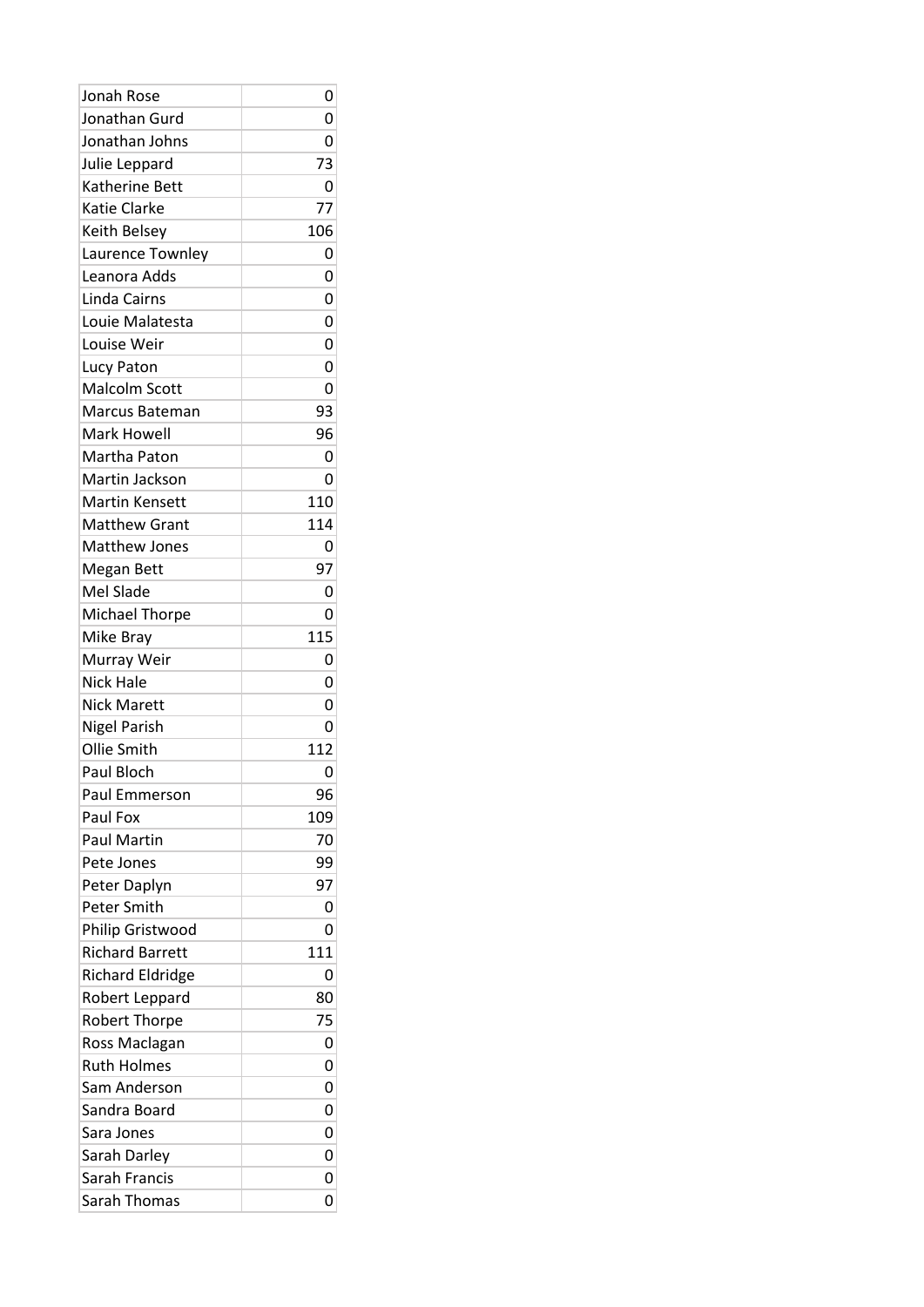| | |
|---|---|
| Jonah Rose | 0 |
| Jonathan Gurd | 0 |
| Jonathan Johns | 0 |
| Julie Leppard | 73 |
| Katherine Bett | 0 |
| Katie Clarke | 77 |
| Keith Belsey | 106 |
| Laurence Townley | 0 |
| Leanora Adds | 0 |
| Linda Cairns | 0 |
| Louie Malatesta | 0 |
| Louise Weir | 0 |
| Lucy Paton | 0 |
| Malcolm Scott | 0 |
| Marcus Bateman | 93 |
| Mark Howell | 96 |
| Martha Paton | 0 |
| Martin Jackson | 0 |
| Martin Kensett | 110 |
| Matthew Grant | 114 |
| Matthew Jones | 0 |
| Megan Bett | 97 |
| Mel Slade | 0 |
| Michael Thorpe | 0 |
| Mike Bray | 115 |
| Murray Weir | 0 |
| Nick Hale | 0 |
| Nick Marett | 0 |
| Nigel Parish | 0 |
| Ollie Smith | 112 |
| Paul Bloch | 0 |
| Paul Emmerson | 96 |
| Paul Fox | 109 |
| Paul Martin | 70 |
| Pete Jones | 99 |
| Peter Daplyn | 97 |
| Peter Smith | 0 |
| Philip Gristwood | 0 |
| Richard Barrett | 111 |
| Richard Eldridge | 0 |
| Robert Leppard | 80 |
| Robert Thorpe | 75 |
| Ross Maclagan | 0 |
| Ruth Holmes | 0 |
| Sam Anderson | 0 |
| Sandra Board | 0 |
| Sara Jones | 0 |
| Sarah Darley | 0 |
| Sarah Francis | 0 |
| Sarah Thomas | 0 |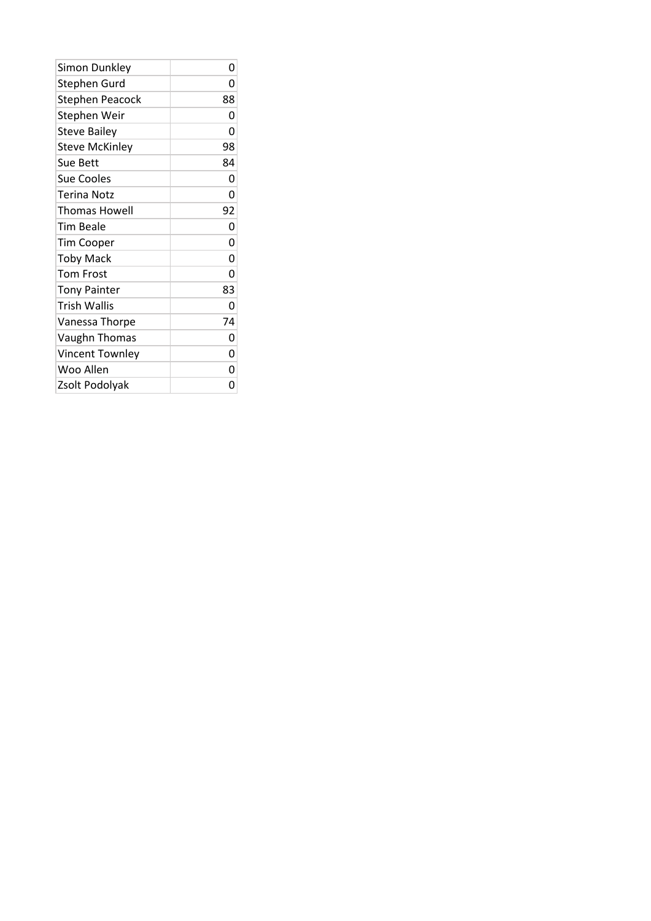| | |
|---|---|
| Simon Dunkley | 0 |
| Stephen Gurd | 0 |
| Stephen Peacock | 88 |
| Stephen Weir | 0 |
| Steve Bailey | 0 |
| Steve McKinley | 98 |
| Sue Bett | 84 |
| Sue Cooles | 0 |
| Terina Notz | 0 |
| Thomas Howell | 92 |
| Tim Beale | 0 |
| Tim Cooper | 0 |
| Toby Mack | 0 |
| Tom Frost | 0 |
| Tony Painter | 83 |
| Trish Wallis | 0 |
| Vanessa Thorpe | 74 |
| Vaughn Thomas | 0 |
| Vincent Townley | 0 |
| Woo Allen | 0 |
| Zsolt Podolyak | 0 |